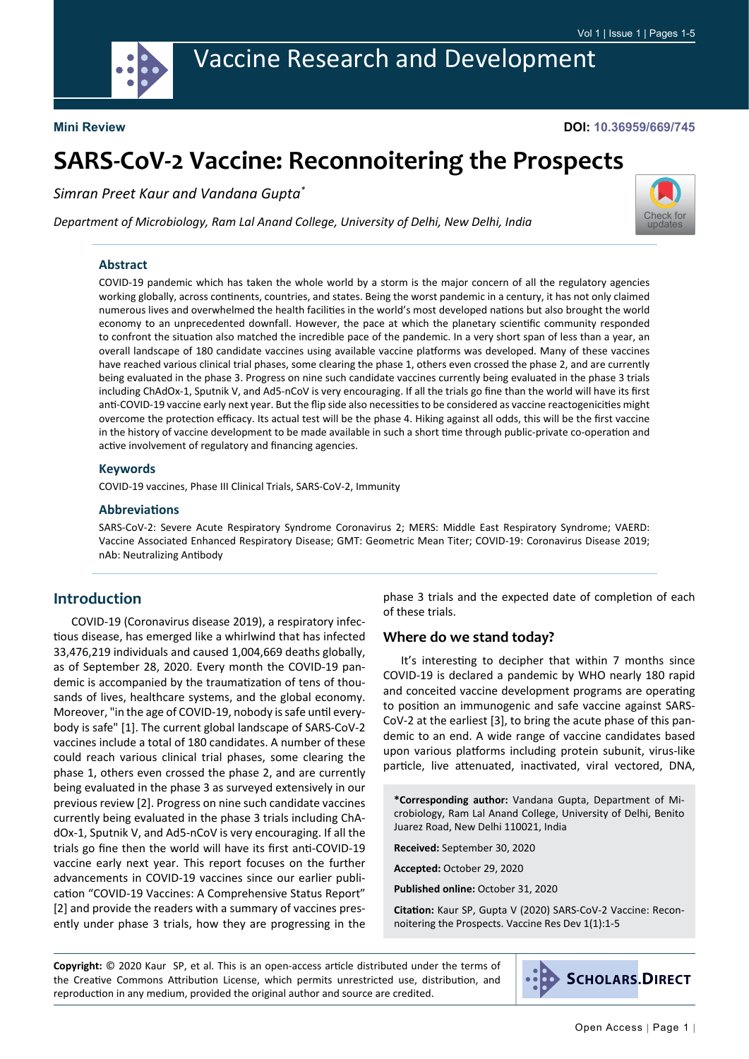**Mini Review**

**DOI: 10.36959/669/745**

# SARS-CoV-2 Vaccine: Reconnoitering the Prospects

*Simran Preet Kaur and Vandana Gupta[*]*

*Department of Microbiology, Ram Lal Anand College, University of Delhi, New Delhi, India*

## Abstract

COVID-19 pandemic which has taken the whole world by a storm is the major concern of all the regulatory agencies working globally, across continents, countries, and states. Being the worst pandemic in a century, it has not only claimed numerous lives and overwhelmed the health facilities in the world's most developed nations but also brought the world economy to an unprecedented downfall. However, the pace at which the planetary scientific community responded to confront the situation also matched the incredible pace of the pandemic. In a very short span of less than a year, an overall landscape of 180 candidate vaccines using available vaccine platforms was developed. Many of these vaccines have reached various clinical trial phases, some clearing the phase 1, others even crossed the phase 2, and are currently being evaluated in the phase 3. Progress on nine such candidate vaccines currently being evaluated in the phase 3 trials including ChAdOx-1, Sputnik V, and Ad5-nCoV is very encouraging. If all the trials go fine than the world will have its first anti-COVID-19 vaccine early next year. But the flip side also necessities to be considered as vaccine reactogenicities might overcome the protection efficacy. Its actual test will be the phase 4. Hiking against all odds, this will be the first vaccine in the history of vaccine development to be made available in such a short time through public-private co-operation and active involvement of regulatory and financing agencies.

### Keywords

COVID-19 vaccines, Phase III Clinical Trials, SARS-CoV-2, Immunity

### Abbreviations

SARS-CoV-2: Severe Acute Respiratory Syndrome Coronavirus 2; MERS: Middle East Respiratory Syndrome; VAERD: Vaccine Associated Enhanced Respiratory Disease; GMT: Geometric Mean Titer; COVID-19: Coronavirus Disease 2019; nAb: Neutralizing Antibody

## Introduction

COVID-19 (Coronavirus disease 2019), a respiratory infectious disease, has emerged like a whirlwind that has infected 33,476,219 individuals and caused 1,004,669 deaths globally, as of September 28, 2020. Every month the COVID-19 pandemic is accompanied by the traumatization of tens of thousands of lives, healthcare systems, and the global economy. Moreover, "in the age of COVID-19, nobody is safe until everybody is safe" [1]. The current global landscape of SARS-CoV-2 vaccines include a total of 180 candidates. A number of these could reach various clinical trial phases, some clearing the phase 1, others even crossed the phase 2, and are currently being evaluated in the phase 3 as surveyed extensively in our previous review [2]. Progress on nine such candidate vaccines currently being evaluated in the phase 3 trials including ChAdOx-1, Sputnik V, and Ad5-nCoV is very encouraging. If all the trials go fine then the world will have its first anti-COVID-19 vaccine early next year. This report focuses on the further advancements in COVID-19 vaccines since our earlier publication "COVID-19 Vaccines: A Comprehensive Status Report" [2] and provide the readers with a summary of vaccines presently under phase 3 trials, how they are progressing in the phase 3 trials and the expected date of completion of each of these trials.

### Where do we stand today?

It's interesting to decipher that within 7 months since COVID-19 is declared a pandemic by WHO nearly 180 rapid and conceited vaccine development programs are operating to position an immunogenic and safe vaccine against SARS-CoV-2 at the earliest [3], to bring the acute phase of this pandemic to an end. A wide range of vaccine candidates based upon various platforms including protein subunit, virus-like particle, live attenuated, inactivated, viral vectored, DNA,

**\*Corresponding author:** Vandana Gupta, Department of Microbiology, Ram Lal Anand College, University of Delhi, Benito Juarez Road, New Delhi 110021, India

**Received:** September 30, 2020

**Accepted:** October 29, 2020

**Published online:** October 31, 2020

**Citation:** Kaur SP, Gupta V (2020) SARS-CoV-2 Vaccine: Reconnoitering the Prospects. Vaccine Res Dev 1(1):1-5

**Copyright:** © 2020 Kaur SP, et al. This is an open-access article distributed under the terms of the Creative Commons Attribution License, which permits unrestricted use, distribution, and reproduction in any medium, provided the original author and source are credited.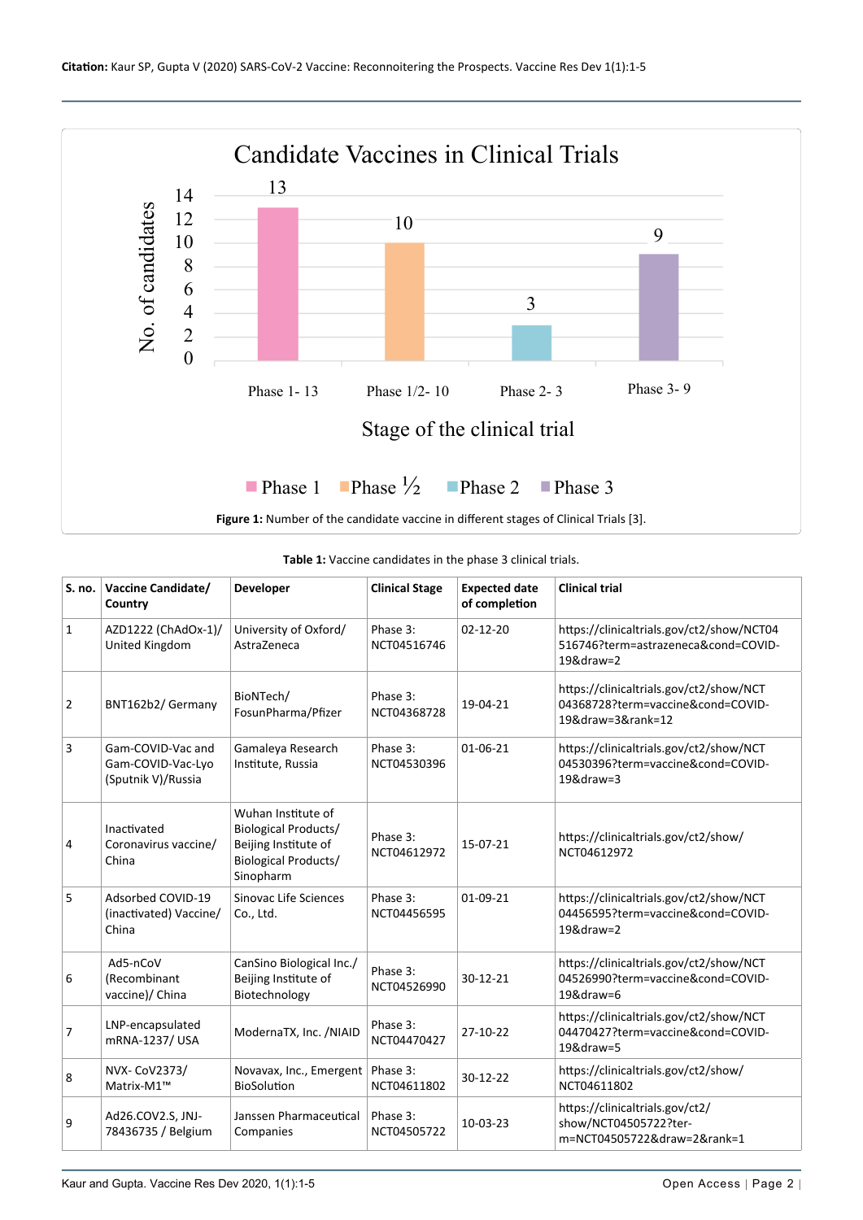**Figure 1:** Number of the candidate vaccine in different stages of Clinical Trials [3].

**Table 1:** Vaccine candidates in the phase 3 clinical trials.

| S. no. | Vaccine Candidate/ Country | Developer | Clinical Stage | Expected date of completion | Clinical trial |
|---|---|---|---|---|---|
| 1 | AZD1222 (ChAdOx-1)/ United Kingdom | University of Oxford/ AstraZeneca | Phase 3: NCT04516746 | 02-12-20 | https://clinicaltrials.gov/ct2/show/NCT04516746?term=astrazeneca&cond=COVID-19&draw=2 |
| 2 | BNT162b2/ Germany | BioNTech/ FosunPharma/Pfizer | Phase 3: NCT04368728 | 19-04-21 | https://clinicaltrials.gov/ct2/show/NCT04368728?term=vaccine&cond=COVID-19&draw=3&rank=12 |
| 3 | Gam-COVID-Vac and Gam-COVID-Vac-Lyo (Sputnik V)/Russia | Gamaleya Research Institute, Russia | Phase 3: NCT04530396 | 01-06-21 | https://clinicaltrials.gov/ct2/show/NCT04530396?term=vaccine&cond=COVID-19&draw=3 |
| 4 | Inactivated Coronavirus vaccine/ China | Wuhan Institute of Biological Products/ Beijing Institute of Biological Products/ Sinopharm | Phase 3: NCT04612972 | 15-07-21 | https://clinicaltrials.gov/ct2/show/NCT04612972 |
| 5 | Adsorbed COVID-19 (inactivated) Vaccine/ China | Sinovac Life Sciences Co., Ltd. | Phase 3: NCT04456595 | 01-09-21 | https://clinicaltrials.gov/ct2/show/NCT04456595?term=vaccine&cond=COVID-19&draw=2 |
| 6 | Ad5-nCoV (Recombinant vaccine)/ China | CanSino Biological Inc./ Beijing Institute of Biotechnology | Phase 3: NCT04526990 | 30-12-21 | https://clinicaltrials.gov/ct2/show/NCT04526990?term=vaccine&cond=COVID-19&draw=6 |
| 7 | LNP-encapsulated mRNA-1237/ USA | ModernaTX, Inc. /NIAID | Phase 3: NCT04470427 | 27-10-22 | https://clinicaltrials.gov/ct2/show/NCT04470427?term=vaccine&cond=COVID-19&draw=5 |
| 8 | NVX- CoV2373/ Matrix-M1™ | Novavax, Inc., Emergent BioSolution | Phase 3: NCT04611802 | 30-12-22 | https://clinicaltrials.gov/ct2/show/NCT04611802 |
| 9 | Ad26.COV2.S, JNJ-78436735 / Belgium | Janssen Pharmaceutical Companies | Phase 3: NCT04505722 | 10-03-23 | https://clinicaltrials.gov/ct2/show/NCT04505722?term=NCT04505722&draw=2&rank=1 |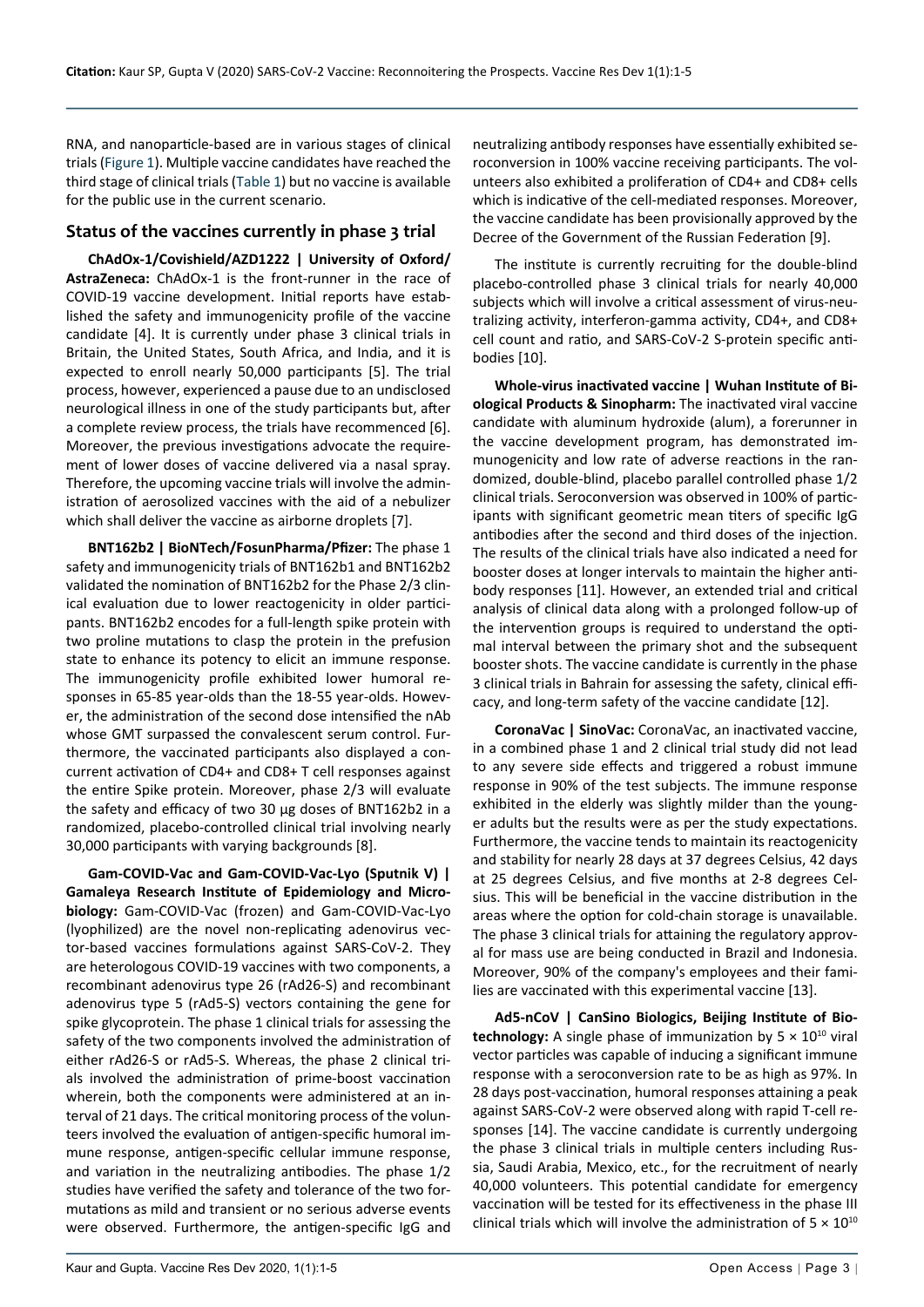RNA, and nanoparticle-based are in various stages of clinical trials (Figure 1). Multiple vaccine candidates have reached the third stage of clinical trials (Table 1) but no vaccine is available for the public use in the current scenario.

## Status of the vaccines currently in phase 3 trial

**ChAdOx-1/Covishield/AZD1222 | University of Oxford/AstraZeneca:** ChAdOx-1 is the front-runner in the race of COVID-19 vaccine development. Initial reports have established the safety and immunogenicity profile of the vaccine candidate [4]. It is currently under phase 3 clinical trials in Britain, the United States, South Africa, and India, and it is expected to enroll nearly 50,000 participants [5]. The trial process, however, experienced a pause due to an undisclosed neurological illness in one of the study participants but, after a complete review process, the trials have recommenced [6]. Moreover, the previous investigations advocate the requirement of lower doses of vaccine delivered via a nasal spray. Therefore, the upcoming vaccine trials will involve the administration of aerosolized vaccines with the aid of a nebulizer which shall deliver the vaccine as airborne droplets [7].

**BNT162b2 | BioNTech/FosunPharma/Pfizer:** The phase 1 safety and immunogenicity trials of BNT162b1 and BNT162b2 validated the nomination of BNT162b2 for the Phase 2/3 clinical evaluation due to lower reactogenicity in older participants. BNT162b2 encodes for a full-length spike protein with two proline mutations to clasp the protein in the prefusion state to enhance its potency to elicit an immune response. The immunogenicity profile exhibited lower humoral responses in 65-85 year-olds than the 18-55 year-olds. However, the administration of the second dose intensified the nAb whose GMT surpassed the convalescent serum control. Furthermore, the vaccinated participants also displayed a concurrent activation of CD4+ and CD8+ T cell responses against the entire Spike protein. Moreover, phase 2/3 will evaluate the safety and efficacy of two 30 µg doses of BNT162b2 in a randomized, placebo-controlled clinical trial involving nearly 30,000 participants with varying backgrounds [8].

**Gam-COVID-Vac and Gam-COVID-Vac-Lyo (Sputnik V) | Gamaleya Research Institute of Epidemiology and Microbiology:** Gam-COVID-Vac (frozen) and Gam-COVID-Vac-Lyo (lyophilized) are the novel non-replicating adenovirus vector-based vaccines formulations against SARS-CoV-2. They are heterologous COVID-19 vaccines with two components, a recombinant adenovirus type 26 (rAd26-S) and recombinant adenovirus type 5 (rAd5-S) vectors containing the gene for spike glycoprotein. The phase 1 clinical trials for assessing the safety of the two components involved the administration of either rAd26-S or rAd5-S. Whereas, the phase 2 clinical trials involved the administration of prime-boost vaccination wherein, both the components were administered at an interval of 21 days. The critical monitoring process of the volunteers involved the evaluation of antigen-specific humoral immune response, antigen-specific cellular immune response, and variation in the neutralizing antibodies. The phase 1/2 studies have verified the safety and tolerance of the two formutations as mild and transient or no serious adverse events were observed. Furthermore, the antigen-specific IgG and neutralizing antibody responses have essentially exhibited seroconversion in 100% vaccine receiving participants. The volunteers also exhibited a proliferation of CD4+ and CD8+ cells which is indicative of the cell-mediated responses. Moreover, the vaccine candidate has been provisionally approved by the Decree of the Government of the Russian Federation [9].

The institute is currently recruiting for the double-blind placebo-controlled phase 3 clinical trials for nearly 40,000 subjects which will involve a critical assessment of virus-neutralizing activity, interferon-gamma activity, CD4+, and CD8+ cell count and ratio, and SARS-CoV-2 S-protein specific antibodies [10].

**Whole-virus inactivated vaccine | Wuhan Institute of Biological Products & Sinopharm:** The inactivated viral vaccine candidate with aluminum hydroxide (alum), a forerunner in the vaccine development program, has demonstrated immunogenicity and low rate of adverse reactions in the randomized, double-blind, placebo parallel controlled phase 1/2 clinical trials. Seroconversion was observed in 100% of participants with significant geometric mean titers of specific IgG antibodies after the second and third doses of the injection. The results of the clinical trials have also indicated a need for booster doses at longer intervals to maintain the higher antibody responses [11]. However, an extended trial and critical analysis of clinical data along with a prolonged follow-up of the intervention groups is required to understand the optimal interval between the primary shot and the subsequent booster shots. The vaccine candidate is currently in the phase 3 clinical trials in Bahrain for assessing the safety, clinical efficacy, and long-term safety of the vaccine candidate [12].

**CoronaVac | SinoVac:** CoronaVac, an inactivated vaccine, in a combined phase 1 and 2 clinical trial study did not lead to any severe side effects and triggered a robust immune response in 90% of the test subjects. The immune response exhibited in the elderly was slightly milder than the younger adults but the results were as per the study expectations. Furthermore, the vaccine tends to maintain its reactogenicity and stability for nearly 28 days at 37 degrees Celsius, 42 days at 25 degrees Celsius, and five months at 2-8 degrees Celsius. This will be beneficial in the vaccine distribution in the areas where the option for cold-chain storage is unavailable. The phase 3 clinical trials for attaining the regulatory approval for mass use are being conducted in Brazil and Indonesia. Moreover, 90% of the company's employees and their families are vaccinated with this experimental vaccine [13].

**Ad5-nCoV | CanSino Biologics, Beijing Institute of Biotechnology:** A single phase of immunization by $5 \times 10^{10}$ viral vector particles was capable of inducing a significant immune response with a seroconversion rate to be as high as 97%. In 28 days post-vaccination, humoral responses attaining a peak against SARS-CoV-2 were observed along with rapid T-cell responses [14]. The vaccine candidate is currently undergoing the phase 3 clinical trials in multiple centers including Russia, Saudi Arabia, Mexico, etc., for the recruitment of nearly 40,000 volunteers. This potential candidate for emergency vaccination will be tested for its effectiveness in the phase III clinical trials which will involve the administration of $5 \times 10^{10}$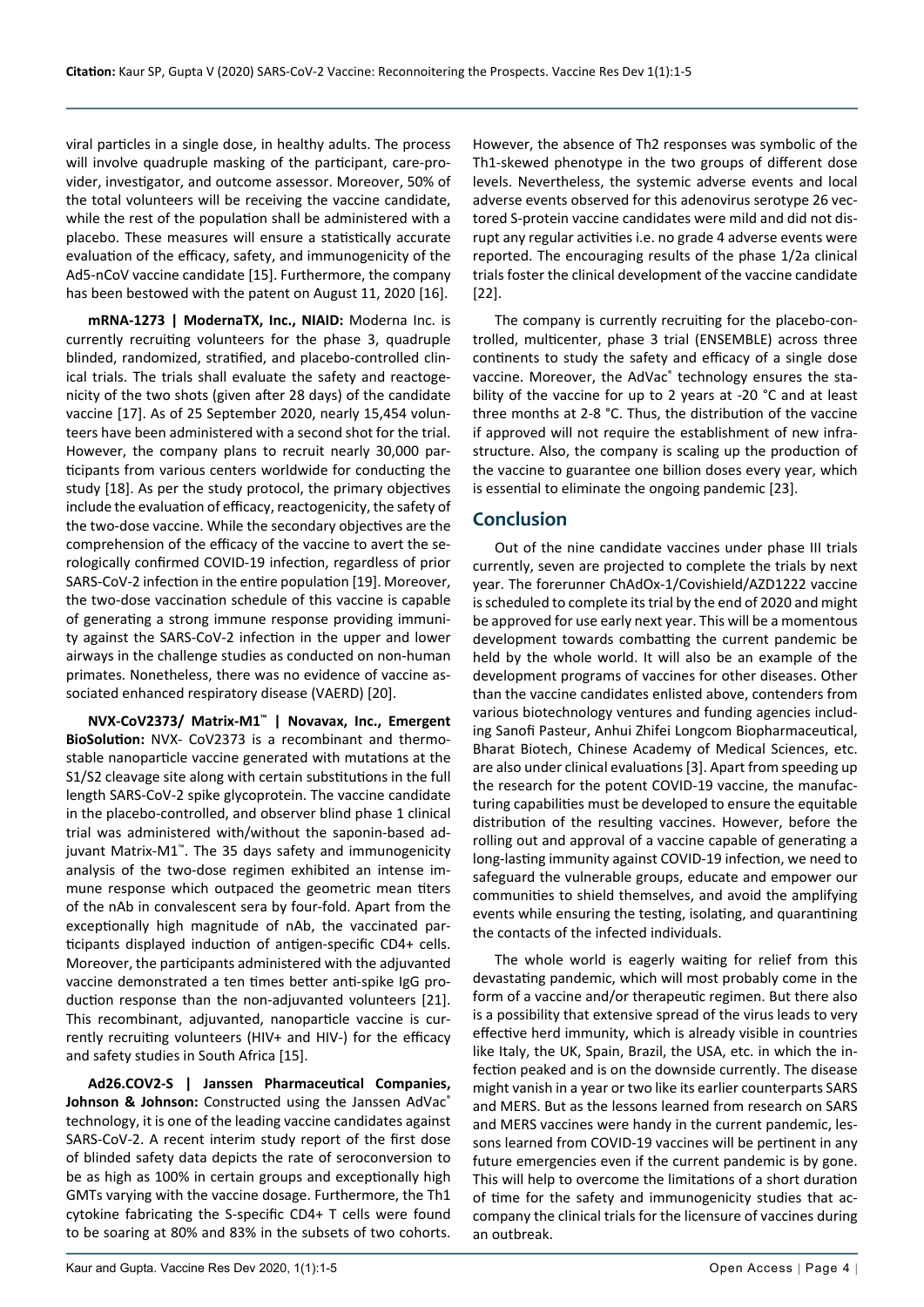viral particles in a single dose, in healthy adults. The process will involve quadruple masking of the participant, care-provider, investigator, and outcome assessor. Moreover, 50% of the total volunteers will be receiving the vaccine candidate, while the rest of the population shall be administered with a placebo. These measures will ensure a statistically accurate evaluation of the efficacy, safety, and immunogenicity of the Ad5-nCoV vaccine candidate [15]. Furthermore, the company has been bestowed with the patent on August 11, 2020 [16].

**mRNA-1273 | ModernaTX, Inc., NIAID:** Moderna Inc. is currently recruiting volunteers for the phase 3, quadruple blinded, randomized, stratified, and placebo-controlled clinical trials. The trials shall evaluate the safety and reactogenicity of the two shots (given after 28 days) of the candidate vaccine [17]. As of 25 September 2020, nearly 15,454 volunteers have been administered with a second shot for the trial. However, the company plans to recruit nearly 30,000 participants from various centers worldwide for conducting the study [18]. As per the study protocol, the primary objectives include the evaluation of efficacy, reactogenicity, the safety of the two-dose vaccine. While the secondary objectives are the comprehension of the efficacy of the vaccine to avert the serologically confirmed COVID-19 infection, regardless of prior SARS-CoV-2 infection in the entire population [19]. Moreover, the two-dose vaccination schedule of this vaccine is capable of generating a strong immune response providing immunity against the SARS-CoV-2 infection in the upper and lower airways in the challenge studies as conducted on non-human primates. Nonetheless, there was no evidence of vaccine associated enhanced respiratory disease (VAERD) [20].

**NVX-CoV2373/ Matrix-M1™ | Novavax, Inc., Emergent BioSolution:** NVX- CoV2373 is a recombinant and thermostable nanoparticle vaccine generated with mutations at the S1/S2 cleavage site along with certain substitutions in the full length SARS-CoV-2 spike glycoprotein. The vaccine candidate in the placebo-controlled, and observer blind phase 1 clinical trial was administered with/without the saponin-based adjuvant Matrix-M1™. The 35 days safety and immunogenicity analysis of the two-dose regimen exhibited an intense immune response which outpaced the geometric mean titers of the nAb in convalescent sera by four-fold. Apart from the exceptionally high magnitude of nAb, the vaccinated participants displayed induction of antigen-specific CD4+ cells. Moreover, the participants administered with the adjuvanted vaccine demonstrated a ten times better anti-spike IgG production response than the non-adjuvanted volunteers [21]. This recombinant, adjuvanted, nanoparticle vaccine is currently recruiting volunteers (HIV+ and HIV-) for the efficacy and safety studies in South Africa [15].

**Ad26.COV2-S | Janssen Pharmaceutical Companies, Johnson & Johnson:** Constructed using the Janssen AdVac® technology, it is one of the leading vaccine candidates against SARS-CoV-2. A recent interim study report of the first dose of blinded safety data depicts the rate of seroconversion to be as high as 100% in certain groups and exceptionally high GMTs varying with the vaccine dosage. Furthermore, the Th1 cytokine fabricating the S-specific CD4+ T cells were found to be soaring at 80% and 83% in the subsets of two cohorts. However, the absence of Th2 responses was symbolic of the Th1-skewed phenotype in the two groups of different dose levels. Nevertheless, the systemic adverse events and local adverse events observed for this adenovirus serotype 26 vectored S-protein vaccine candidates were mild and did not disrupt any regular activities i.e. no grade 4 adverse events were reported. The encouraging results of the phase 1/2a clinical trials foster the clinical development of the vaccine candidate [22].

The company is currently recruiting for the placebo-controlled, multicenter, phase 3 trial (ENSEMBLE) across three continents to study the safety and efficacy of a single dose vaccine. Moreover, the AdVac® technology ensures the stability of the vaccine for up to 2 years at -20 °C and at least three months at 2-8 °C. Thus, the distribution of the vaccine if approved will not require the establishment of new infrastructure. Also, the company is scaling up the production of the vaccine to guarantee one billion doses every year, which is essential to eliminate the ongoing pandemic [23].

## Conclusion

Out of the nine candidate vaccines under phase III trials currently, seven are projected to complete the trials by next year. The forerunner ChAdOx-1/Covishield/AZD1222 vaccine is scheduled to complete its trial by the end of 2020 and might be approved for use early next year. This will be a momentous development towards combatting the current pandemic be held by the whole world. It will also be an example of the development programs of vaccines for other diseases. Other than the vaccine candidates enlisted above, contenders from various biotechnology ventures and funding agencies including Sanofi Pasteur, Anhui Zhifei Longcom Biopharmaceutical, Bharat Biotech, Chinese Academy of Medical Sciences, etc. are also under clinical evaluations [3]. Apart from speeding up the research for the potent COVID-19 vaccine, the manufacturing capabilities must be developed to ensure the equitable distribution of the resulting vaccines. However, before the rolling out and approval of a vaccine capable of generating a long-lasting immunity against COVID-19 infection, we need to safeguard the vulnerable groups, educate and empower our communities to shield themselves, and avoid the amplifying events while ensuring the testing, isolating, and quarantining the contacts of the infected individuals.

The whole world is eagerly waiting for relief from this devastating pandemic, which will most probably come in the form of a vaccine and/or therapeutic regimen. But there also is a possibility that extensive spread of the virus leads to very effective herd immunity, which is already visible in countries like Italy, the UK, Spain, Brazil, the USA, etc. in which the infection peaked and is on the downside currently. The disease might vanish in a year or two like its earlier counterparts SARS and MERS. But as the lessons learned from research on SARS and MERS vaccines were handy in the current pandemic, lessons learned from COVID-19 vaccines will be pertinent in any future emergencies even if the current pandemic is by gone. This will help to overcome the limitations of a short duration of time for the safety and immunogenicity studies that accompany the clinical trials for the licensure of vaccines during an outbreak.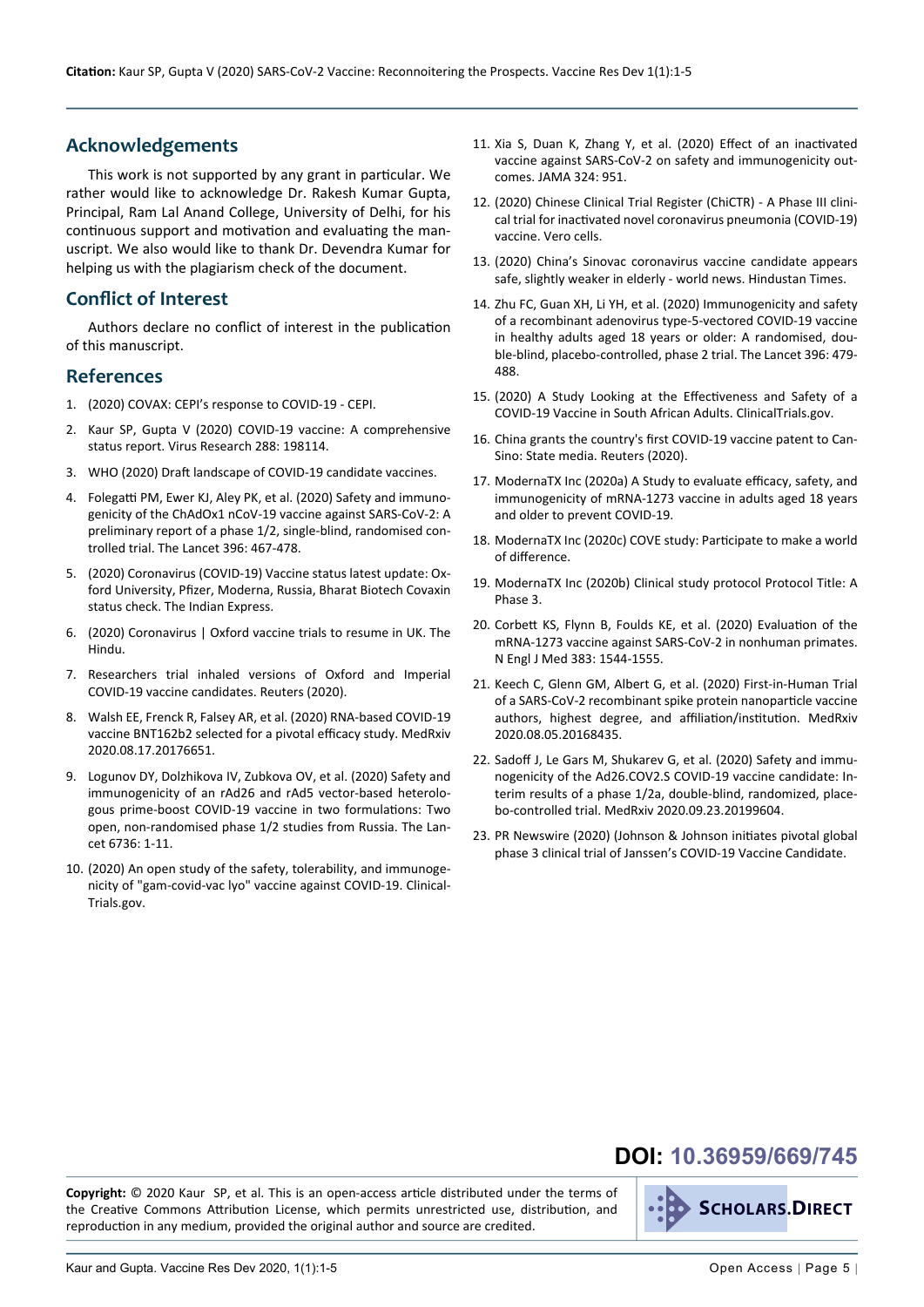## Acknowledgements

This work is not supported by any grant in particular. We rather would like to acknowledge Dr. Rakesh Kumar Gupta, Principal, Ram Lal Anand College, University of Delhi, for his continuous support and motivation and evaluating the manuscript. We also would like to thank Dr. Devendra Kumar for helping us with the plagiarism check of the document.

## Conflict of Interest

Authors declare no conflict of interest in the publication of this manuscript.

## References

1. (2020) COVAX: CEPI's response to COVID-19 - CEPI.
2. Kaur SP, Gupta V (2020) COVID-19 vaccine: A comprehensive status report. Virus Research 288: 198114.
3. WHO (2020) Draft landscape of COVID-19 candidate vaccines.
4. Folegatti PM, Ewer KJ, Aley PK, et al. (2020) Safety and immunogenicity of the ChAdOx1 nCoV-19 vaccine against SARS-CoV-2: A preliminary report of a phase 1/2, single-blind, randomised controlled trial. The Lancet 396: 467-478.
5. (2020) Coronavirus (COVID-19) Vaccine status latest update: Oxford University, Pfizer, Moderna, Russia, Bharat Biotech Covaxin status check. The Indian Express.
6. (2020) Coronavirus | Oxford vaccine trials to resume in UK. The Hindu.
7. Researchers trial inhaled versions of Oxford and Imperial COVID-19 vaccine candidates. Reuters (2020).
8. Walsh EE, Frenck R, Falsey AR, et al. (2020) RNA-based COVID-19 vaccine BNT162b2 selected for a pivotal efficacy study. MedRxiv 2020.08.17.20176651.
9. Logunov DY, Dolzhikova IV, Zubkova OV, et al. (2020) Safety and immunogenicity of an rAd26 and rAd5 vector-based heterologous prime-boost COVID-19 vaccine in two formulations: Two open, non-randomised phase 1/2 studies from Russia. The Lancet 6736: 1-11.
10. (2020) An open study of the safety, tolerability, and immunogenicity of "gam-covid-vac lyo" vaccine against COVID-19. ClinicalTrials.gov.
11. Xia S, Duan K, Zhang Y, et al. (2020) Effect of an inactivated vaccine against SARS-CoV-2 on safety and immunogenicity outcomes. JAMA 324: 951.
12. (2020) Chinese Clinical Trial Register (ChiCTR) - A Phase III clinical trial for inactivated novel coronavirus pneumonia (COVID-19) vaccine. Vero cells.
13. (2020) China's Sinovac coronavirus vaccine candidate appears safe, slightly weaker in elderly - world news. Hindustan Times.
14. Zhu FC, Guan XH, Li YH, et al. (2020) Immunogenicity and safety of a recombinant adenovirus type-5-vectored COVID-19 vaccine in healthy adults aged 18 years or older: A randomised, double-blind, placebo-controlled, phase 2 trial. The Lancet 396: 479-488.
15. (2020) A Study Looking at the Effectiveness and Safety of a COVID-19 Vaccine in South African Adults. ClinicalTrials.gov.
16. China grants the country's first COVID-19 vaccine patent to CanSino: State media. Reuters (2020).
17. ModernaTX Inc (2020a) A Study to evaluate efficacy, safety, and immunogenicity of mRNA-1273 vaccine in adults aged 18 years and older to prevent COVID-19.
18. ModernaTX Inc (2020c) COVE study: Participate to make a world of difference.
19. ModernaTX Inc (2020b) Clinical study protocol Protocol Title: A Phase 3.
20. Corbett KS, Flynn B, Foulds KE, et al. (2020) Evaluation of the mRNA-1273 vaccine against SARS-CoV-2 in nonhuman primates. N Engl J Med 383: 1544-1555.
21. Keech C, Glenn GM, Albert G, et al. (2020) First-in-Human Trial of a SARS-CoV-2 recombinant spike protein nanoparticle vaccine authors, highest degree, and affiliation/institution. MedRxiv 2020.08.05.20168435.
22. Sadoff J, Le Gars M, Shukarev G, et al. (2020) Safety and immunogenicity of the Ad26.COV2.S COVID-19 vaccine candidate: Interim results of a phase 1/2a, double-blind, randomized, placebo-controlled trial. MedRxiv 2020.09.23.20199604.
23. PR Newswire (2020) (Johnson & Johnson initiates pivotal global phase 3 clinical trial of Janssen's COVID-19 Vaccine Candidate.

**DOI: 10.36959/669/745**

**Copyright:** © 2020 Kaur SP, et al. This is an open-access article distributed under the terms of the Creative Commons Attribution License, which permits unrestricted use, distribution, and reproduction in any medium, provided the original author and source are credited.